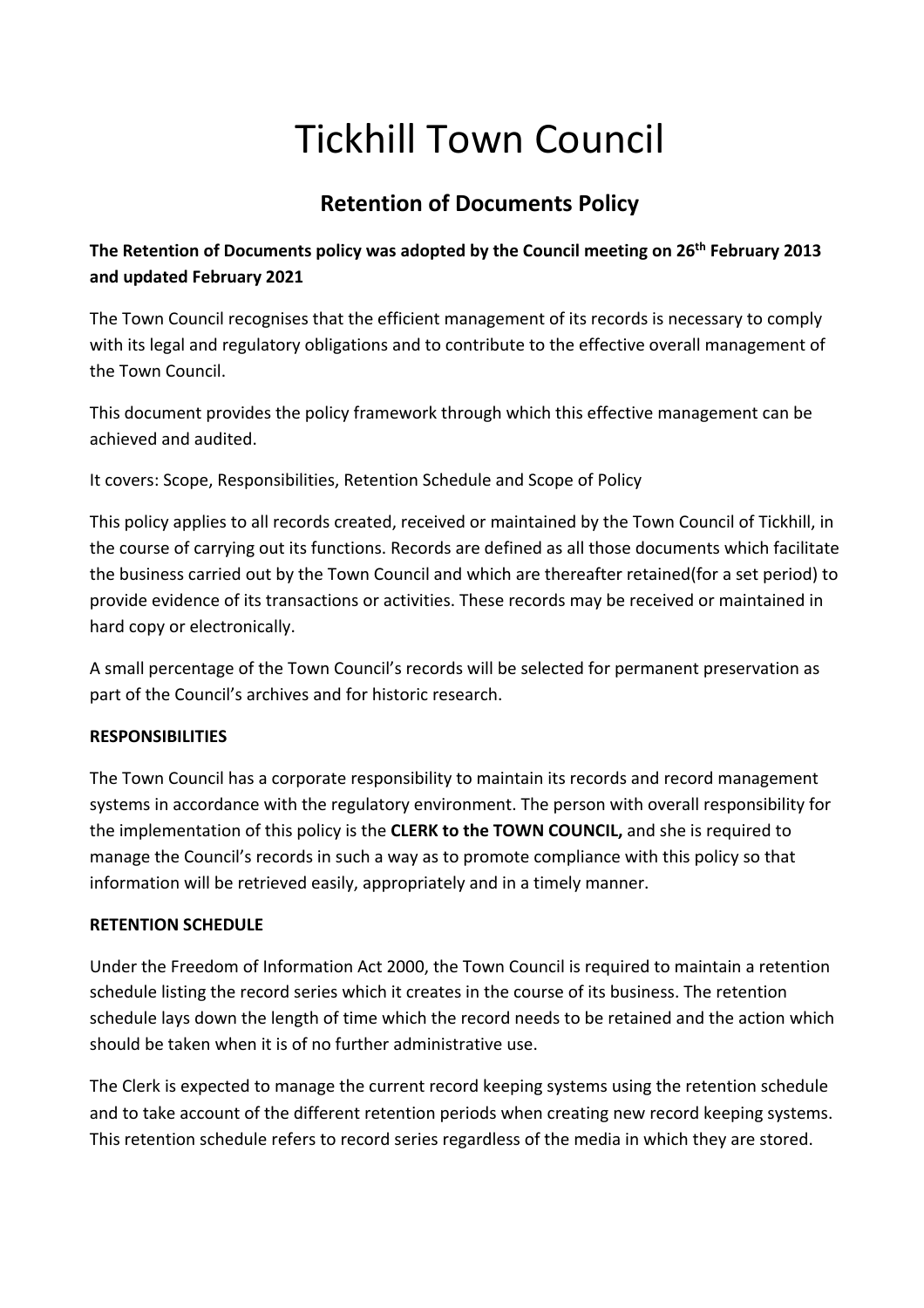# Tickhill Town Council

## Retention of Documents Policy

**The Retention of Documents policy was adopted by the Council meeting on 26th February 2013 and updated February 2021**

The Town Council recognises that the efficient management of its records is necessary to comply with its legal and regulatory obligations and to contribute to the effective overall management of the Town Council.

This document provides the policy framework through which this effective management can be achieved and audited.

It covers: Scope, Responsibilities, Retention Schedule and Scope of Policy

This policy applies to all records created, received or maintained by the Town Council of Tickhill, in the course of carrying out its functions. Records are defined as all those documents which facilitate the business carried out by the Town Council and which are thereafter retained(for a set period) to provide evidence of its transactions or activities. These records may be received or maintained in hard copy or electronically.

A small percentage of the Town Council's records will be selected for permanent preservation as part of the Council's archives and for historic research.

**RESPONSIBILITIES**

The Town Council has a corporate responsibility to maintain its records and record management systems in accordance with the regulatory environment. The person with overall responsibility for the implementation of this policy is the **CLERK to the TOWN COUNCIL,** and she is required to manage the Council's records in such a way as to promote compliance with this policy so that information will be retrieved easily, appropriately and in a timely manner.

**RETENTION SCHEDULE**

Under the Freedom of Information Act 2000, the Town Council is required to maintain a retention schedule listing the record series which it creates in the course of its business. The retention schedule lays down the length of time which the record needs to be retained and the action which should be taken when it is of no further administrative use.

The Clerk is expected to manage the current record keeping systems using the retention schedule and to take account of the different retention periods when creating new record keeping systems. This retention schedule refers to record series regardless of the media in which they are stored.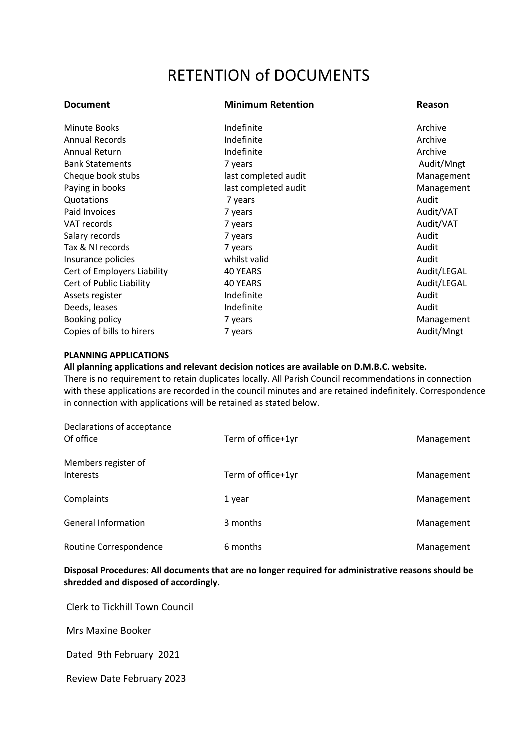# RETENTION of DOCUMENTS

| Document | Minimum Retention | Reason |
|---|---|---|
| Minute Books | Indefinite | Archive |
| Annual Records | Indefinite | Archive |
| Annual Return | Indefinite | Archive |
| Bank Statements | 7 years | Audit/Mngt |
| Cheque book stubs | last completed audit | Management |
| Paying in books | last completed audit | Management |
| Quotations | 7 years | Audit |
| Paid Invoices | 7 years | Audit/VAT |
| VAT records | 7 years | Audit/VAT |
| Salary records | 7 years | Audit |
| Tax & NI records | 7 years | Audit |
| Insurance policies | whilst valid | Audit |
| Cert of Employers Liability | 40 YEARS | Audit/LEGAL |
| Cert of Public Liability | 40 YEARS | Audit/LEGAL |
| Assets register | Indefinite | Audit |
| Deeds, leases | Indefinite | Audit |
| Booking policy | 7 years | Management |
| Copies of bills to hirers | 7 years | Audit/Mngt |

**PLANNING APPLICATIONS**

**All planning applications and relevant decision notices are available on D.M.B.C. website.**
There is no requirement to retain duplicates locally. All Parish Council recommendations in connection with these applications are recorded in the council minutes and are retained indefinitely. Correspondence in connection with applications will be retained as stated below.

| | | |
|---|---|---|
| Declarations of acceptance Of office | Term of office+1yr | Management |
| Members register of Interests | Term of office+1yr | Management |
| Complaints | 1 year | Management |
| General Information | 3 months | Management |
| Routine Correspondence | 6 months | Management |

**Disposal Procedures: All documents that are no longer required for administrative reasons should be shredded and disposed of accordingly.**

Clerk to Tickhill Town Council

Mrs Maxine Booker

Dated 9th February 2021

Review Date February 2023